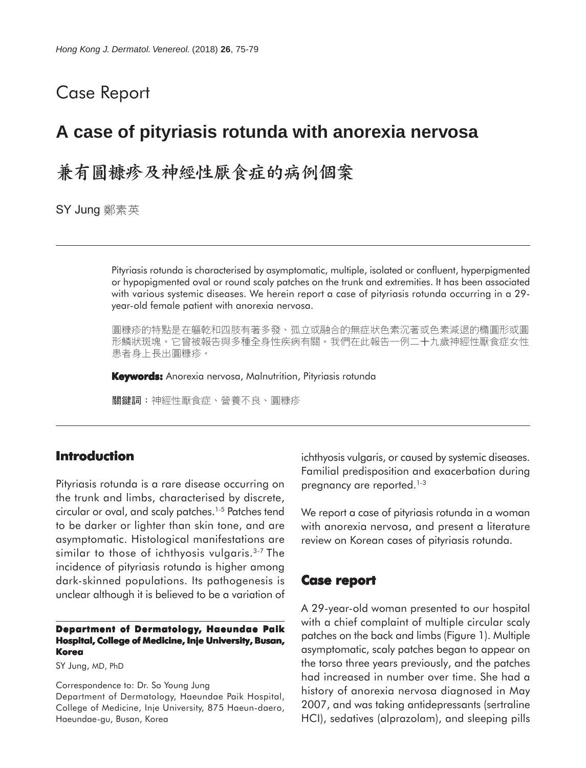Case Report

# A case of pityriasis rotunda with anorexia nervosa

# 兼有圓糠疹及神經性厭食症的病例個案

SY Jung 鄭素英

Pityriasis rotunda is characterised by asymptomatic, multiple, isolated or confluent, hyperpigmented or hypopigmented oval or round scaly patches on the trunk and extremities. It has been associated with various systemic diseases. We herein report a case of pityriasis rotunda occurring in a 29-year-old female patient with anorexia nervosa.

圓糠疹的特點是在軀乾和四肢有著多發、孤立或融合的無症狀色素沉著或色素減退的橢圓形或圓形鱗狀斑塊。它曾被報告與多種全身性疾病有關。我們在此報告一例二十九歲神經性厭食症女性患者身上長出圓糠疹。

**Keywords:** Anorexia nervosa, Malnutrition, Pityriasis rotunda

**關鍵詞**：神經性厭食症、營養不良、圓糠疹

## Introduction

Pityriasis rotunda is a rare disease occurring on the trunk and limbs, characterised by discrete, circular or oval, and scaly patches.[1-5] Patches tend to be darker or lighter than skin tone, and are asymptomatic. Histological manifestations are similar to those of ichthyosis vulgaris.[3-7] The incidence of pityriasis rotunda is higher among dark-skinned populations. Its pathogenesis is unclear although it is believed to be a variation of ichthyosis vulgaris, or caused by systemic diseases. Familial predisposition and exacerbation during pregnancy are reported.[1-3]

We report a case of pityriasis rotunda in a woman with anorexia nervosa, and present a literature review on Korean cases of pityriasis rotunda.

## Case report

A 29-year-old woman presented to our hospital with a chief complaint of multiple circular scaly patches on the back and limbs (Figure 1). Multiple asymptomatic, scaly patches began to appear on the torso three years previously, and the patches had increased in number over time. She had a history of anorexia nervosa diagnosed in May 2007, and was taking antidepressants (sertraline HCI), sedatives (alprazolam), and sleeping pills

**Department of Dermatology, Haeundae Paik Hospital, College of Medicine, Inje University, Busan, Korea**

SY Jung, MD, PhD

Correspondence to: Dr. So Young Jung
Department of Dermatology, Haeundae Paik Hospital, College of Medicine, Inje University, 875 Haeun-daero, Haeundae-gu, Busan, Korea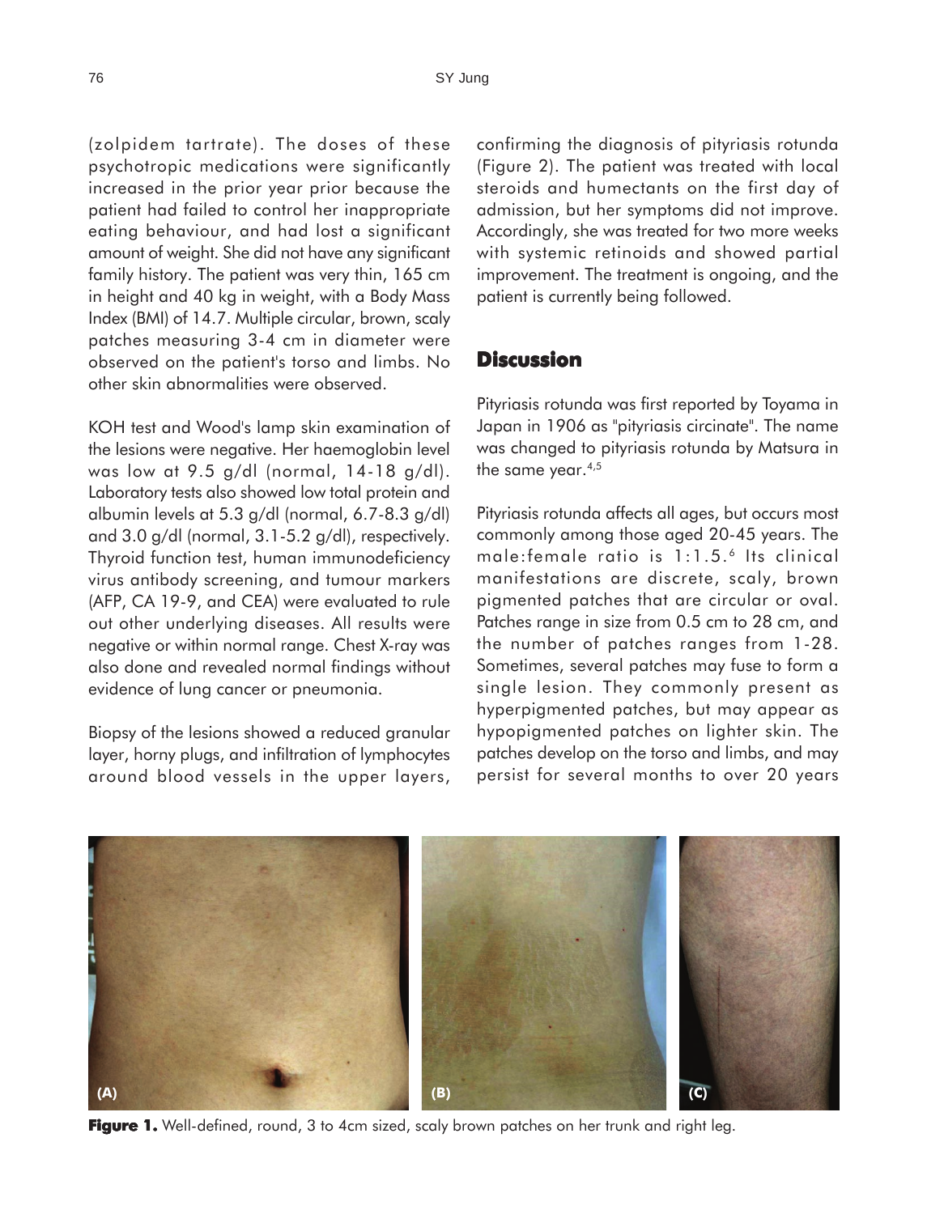(zolpidem tartrate). The doses of these psychotropic medications were significantly increased in the prior year prior because the patient had failed to control her inappropriate eating behaviour, and had lost a significant amount of weight. She did not have any significant family history. The patient was very thin, 165 cm in height and 40 kg in weight, with a Body Mass Index (BMI) of 14.7. Multiple circular, brown, scaly patches measuring 3-4 cm in diameter were observed on the patient's torso and limbs. No other skin abnormalities were observed.

KOH test and Wood's lamp skin examination of the lesions were negative. Her haemoglobin level was low at 9.5 g/dl (normal, 14-18 g/dl). Laboratory tests also showed low total protein and albumin levels at 5.3 g/dl (normal, 6.7-8.3 g/dl) and 3.0 g/dl (normal, 3.1-5.2 g/dl), respectively. Thyroid function test, human immunodeficiency virus antibody screening, and tumour markers (AFP, CA 19-9, and CEA) were evaluated to rule out other underlying diseases. All results were negative or within normal range. Chest X-ray was also done and revealed normal findings without evidence of lung cancer or pneumonia.

Biopsy of the lesions showed a reduced granular layer, horny plugs, and infiltration of lymphocytes around blood vessels in the upper layers, confirming the diagnosis of pityriasis rotunda (Figure 2). The patient was treated with local steroids and humectants on the first day of admission, but her symptoms did not improve. Accordingly, she was treated for two more weeks with systemic retinoids and showed partial improvement. The treatment is ongoing, and the patient is currently being followed.

## Discussion

Pityriasis rotunda was first reported by Toyama in Japan in 1906 as "pityriasis circinate". The name was changed to pityriasis rotunda by Matsura in the same year.[4,5]

Pityriasis rotunda affects all ages, but occurs most commonly among those aged 20-45 years. The male:female ratio is 1:1.5.[6] Its clinical manifestations are discrete, scaly, brown pigmented patches that are circular or oval. Patches range in size from 0.5 cm to 28 cm, and the number of patches ranges from 1-28. Sometimes, several patches may fuse to form a single lesion. They commonly present as hyperpigmented patches, but may appear as hypopigmented patches on lighter skin. The patches develop on the torso and limbs, and may persist for several months to over 20 years

**Figure 1.** Well-defined, round, 3 to 4cm sized, scaly brown patches on her trunk and right leg.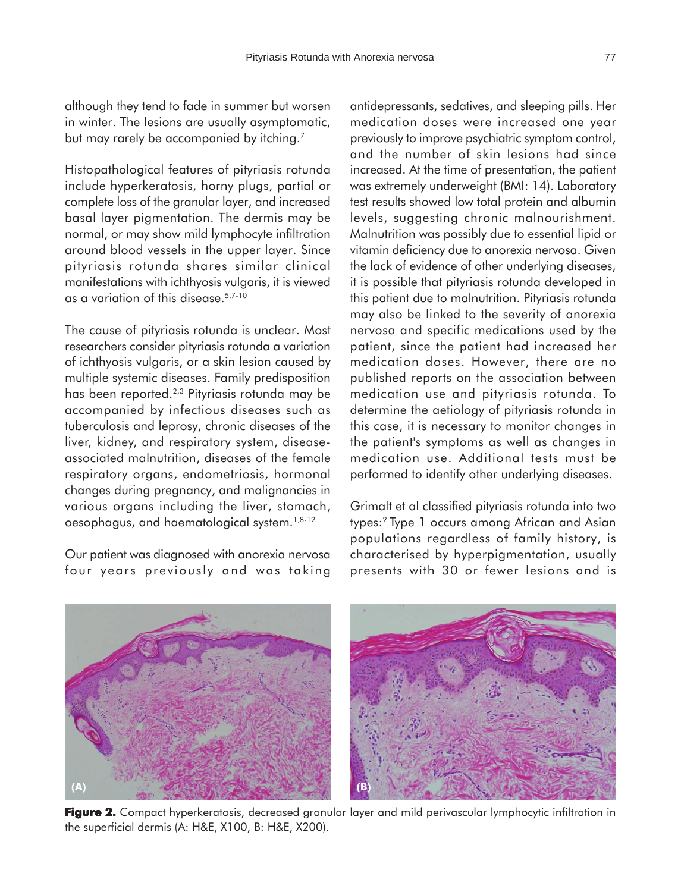although they tend to fade in summer but worsen in winter. The lesions are usually asymptomatic, but may rarely be accompanied by itching.[7]

Histopathological features of pityriasis rotunda include hyperkeratosis, horny plugs, partial or complete loss of the granular layer, and increased basal layer pigmentation. The dermis may be normal, or may show mild lymphocyte infiltration around blood vessels in the upper layer. Since pityriasis rotunda shares similar clinical manifestations with ichthyosis vulgaris, it is viewed as a variation of this disease.[5,7-10]

The cause of pityriasis rotunda is unclear. Most researchers consider pityriasis rotunda a variation of ichthyosis vulgaris, or a skin lesion caused by multiple systemic diseases. Family predisposition has been reported.[2,3] Pityriasis rotunda may be accompanied by infectious diseases such as tuberculosis and leprosy, chronic diseases of the liver, kidney, and respiratory system, disease-associated malnutrition, diseases of the female respiratory organs, endometriosis, hormonal changes during pregnancy, and malignancies in various organs including the liver, stomach, oesophagus, and haematological system.[1,8-12]

Our patient was diagnosed with anorexia nervosa four years previously and was taking antidepressants, sedatives, and sleeping pills. Her medication doses were increased one year previously to improve psychiatric symptom control, and the number of skin lesions had since increased. At the time of presentation, the patient was extremely underweight (BMI: 14). Laboratory test results showed low total protein and albumin levels, suggesting chronic malnourishment. Malnutrition was possibly due to essential lipid or vitamin deficiency due to anorexia nervosa. Given the lack of evidence of other underlying diseases, it is possible that pityriasis rotunda developed in this patient due to malnutrition. Pityriasis rotunda may also be linked to the severity of anorexia nervosa and specific medications used by the patient, since the patient had increased her medication doses. However, there are no published reports on the association between medication use and pityriasis rotunda. To determine the aetiology of pityriasis rotunda in this case, it is necessary to monitor changes in the patient's symptoms as well as changes in medication use. Additional tests must be performed to identify other underlying diseases.

Grimalt et al classified pityriasis rotunda into two types:[2] Type 1 occurs among African and Asian populations regardless of family history, is characterised by hyperpigmentation, usually presents with 30 or fewer lesions and is

**Figure 2.** Compact hyperkeratosis, decreased granular layer and mild perivascular lymphocytic infiltration in the superficial dermis (A: H&E, X100, B: H&E, X200).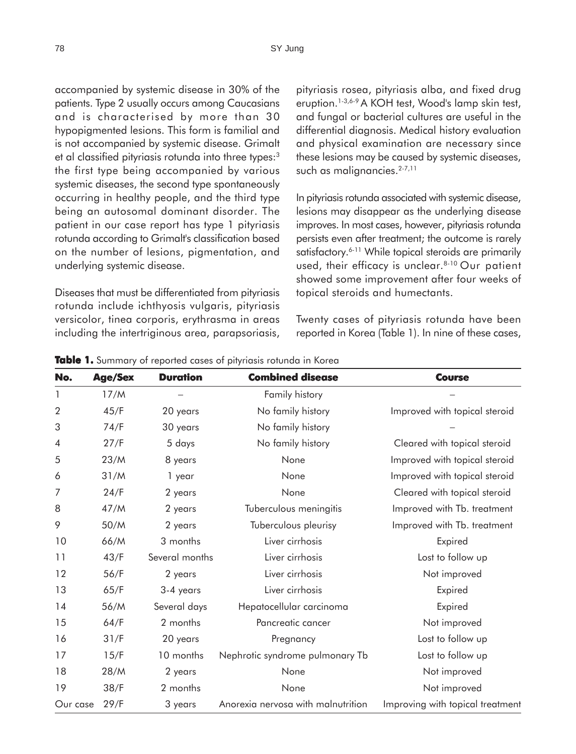accompanied by systemic disease in 30% of the patients. Type 2 usually occurs among Caucasians and is characterised by more than 30 hypopigmented lesions. This form is familial and is not accompanied by systemic disease. Grimalt et al classified pityriasis rotunda into three types:[3] the first type being accompanied by various systemic diseases, the second type spontaneously occurring in healthy people, and the third type being an autosomal dominant disorder. The patient in our case report has type 1 pityriasis rotunda according to Grimalt's classification based on the number of lesions, pigmentation, and underlying systemic disease.

Diseases that must be differentiated from pityriasis rotunda include ichthyosis vulgaris, pityriasis versicolor, tinea corporis, erythrasma in areas including the intertriginous area, parapsoriasis, pityriasis rosea, pityriasis alba, and fixed drug eruption.[1-3,6-9] A KOH test, Wood's lamp skin test, and fungal or bacterial cultures are useful in the differential diagnosis. Medical history evaluation and physical examination are necessary since these lesions may be caused by systemic diseases, such as malignancies.[2-7,11]

In pityriasis rotunda associated with systemic disease, lesions may disappear as the underlying disease improves. In most cases, however, pityriasis rotunda persists even after treatment; the outcome is rarely satisfactory.[6-11] While topical steroids are primarily used, their efficacy is unclear.[8-10] Our patient showed some improvement after four weeks of topical steroids and humectants.

Twenty cases of pityriasis rotunda have been reported in Korea (Table 1). In nine of these cases,

**Table 1.** Summary of reported cases of pityriasis rotunda in Korea

| No. | Age/Sex | Duration | Combined disease | Course |
|---|---|---|---|---|
| 1 | 17/M | – | Family history | – |
| 2 | 45/F | 20 years | No family history | Improved with topical steroid |
| 3 | 74/F | 30 years | No family history | – |
| 4 | 27/F | 5 days | No family history | Cleared with topical steroid |
| 5 | 23/M | 8 years | None | Improved with topical steroid |
| 6 | 31/M | 1 year | None | Improved with topical steroid |
| 7 | 24/F | 2 years | None | Cleared with topical steroid |
| 8 | 47/M | 2 years | Tuberculous meningitis | Improved with Tb. treatment |
| 9 | 50/M | 2 years | Tuberculous pleurisy | Improved with Tb. treatment |
| 10 | 66/M | 3 months | Liver cirrhosis | Expired |
| 11 | 43/F | Several months | Liver cirrhosis | Lost to follow up |
| 12 | 56/F | 2 years | Liver cirrhosis | Not improved |
| 13 | 65/F | 3-4 years | Liver cirrhosis | Expired |
| 14 | 56/M | Several days | Hepatocellular carcinoma | Expired |
| 15 | 64/F | 2 months | Pancreatic cancer | Not improved |
| 16 | 31/F | 20 years | Pregnancy | Lost to follow up |
| 17 | 15/F | 10 months | Nephrotic syndrome pulmonary Tb | Lost to follow up |
| 18 | 28/M | 2 years | None | Not improved |
| 19 | 38/F | 2 months | None | Not improved |
| Our case | 29/F | 3 years | Anorexia nervosa with malnutrition | Improving with topical treatment |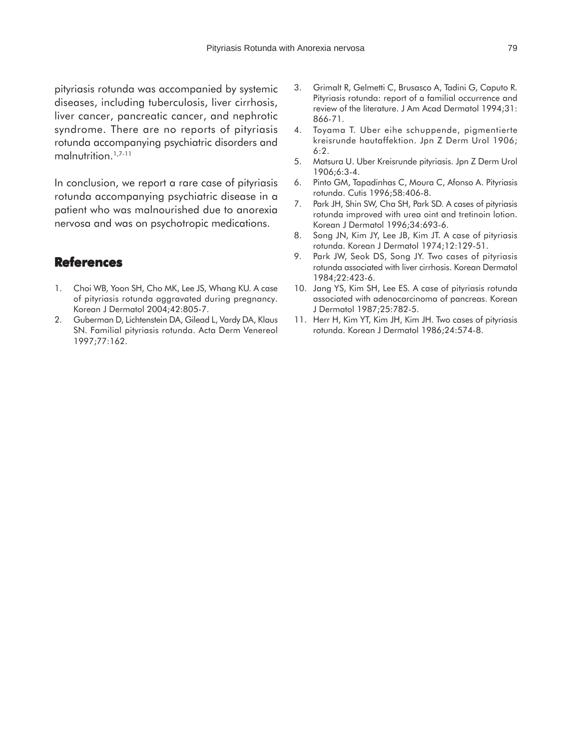pityriasis rotunda was accompanied by systemic diseases, including tuberculosis, liver cirrhosis, liver cancer, pancreatic cancer, and nephrotic syndrome. There are no reports of pityriasis rotunda accompanying psychiatric disorders and malnutrition.[1,7-11]

In conclusion, we report a rare case of pityriasis rotunda accompanying psychiatric disease in a patient who was malnourished due to anorexia nervosa and was on psychotropic medications.

## References

1. Choi WB, Yoon SH, Cho MK, Lee JS, Whang KU. A case of pityriasis rotunda aggravated during pregnancy. Korean J Dermatol 2004;42:805-7.
2. Guberman D, Lichtenstein DA, Gilead L, Vardy DA, Klaus SN. Familial pityriasis rotunda. Acta Derm Venereol 1997;77:162.
3. Grimalt R, Gelmetti C, Brusasco A, Tadini G, Caputo R. Pityriasis rotunda: report of a familial occurrence and review of the literature. J Am Acad Dermatol 1994;31: 866-71.
4. Toyama T. Uber eihe schuppende, pigmentierte kreisrunde hautaffektion. Jpn Z Derm Urol 1906; 6:2.
5. Matsura U. Uber Kreisrunde pityriasis. Jpn Z Derm Urol 1906;6:3-4.
6. Pinto GM, Tapadinhas C, Moura C, Afonso A. Pityriasis rotunda. Cutis 1996;58:406-8.
7. Park JH, Shin SW, Cha SH, Park SD. A cases of pityriasis rotunda improved with urea oint and tretinoin lotion. Korean J Dermatol 1996;34:693-6.
8. Song JN, Kim JY, Lee JB, Kim JT. A case of pityriasis rotunda. Korean J Dermatol 1974;12:129-51.
9. Park JW, Seok DS, Song JY. Two cases of pityriasis rotunda associated with liver cirrhosis. Korean Dermatol 1984;22:423-6.
10. Jang YS, Kim SH, Lee ES. A case of pityriasis rotunda associated with adenocarcinoma of pancreas. Korean J Dermatol 1987;25:782-5.
11. Herr H, Kim YT, Kim JH, Kim JH. Two cases of pityriasis rotunda. Korean J Dermatol 1986;24:574-8.